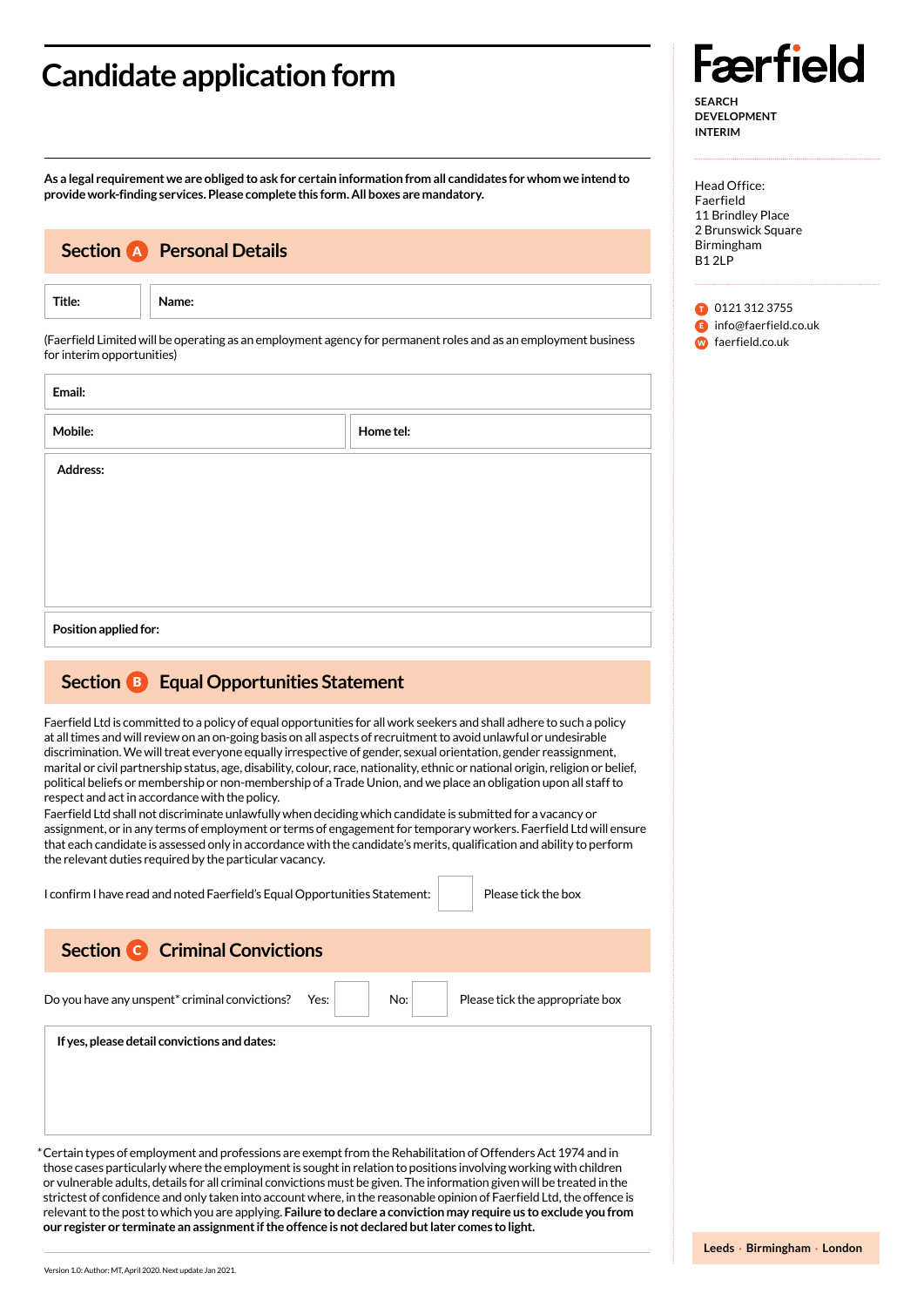# Candidate application form

**Faerfield**

**SEARCH**
**DEVELOPMENT**
**INTERIM**

Head Office:
Faerfield
11 Brindley Place
2 Brunswick Square
Birmingham
B1 2LP

T 0121 312 3755
E info@faerfield.co.uk
W faerfield.co.uk

**As a legal requirement we are obliged to ask for certain information from all candidates for whom we intend to provide work-finding services. Please complete this form. All boxes are mandatory.**

## Section A Personal Details

| Title: | Name: |
|---|---|

(Faerfield Limited will be operating as an employment agency for permanent roles and as an employment business for interim opportunities)

**Email:**

| Mobile: | Home tel: |
|---|---|

**Address:**

**Position applied for:**

## Section B Equal Opportunities Statement

Faerfield Ltd is committed to a policy of equal opportunities for all work seekers and shall adhere to such a policy at all times and will review on an on-going basis on all aspects of recruitment to avoid unlawful or undesirable discrimination. We will treat everyone equally irrespective of gender, sexual orientation, gender reassignment, marital or civil partnership status, age, disability, colour, race, nationality, ethnic or national origin, religion or belief, political beliefs or membership or non-membership of a Trade Union, and we place an obligation upon all staff to respect and act in accordance with the policy.
Faerfield Ltd shall not discriminate unlawfully when deciding which candidate is submitted for a vacancy or assignment, or in any terms of employment or terms of engagement for temporary workers. Faerfield Ltd will ensure that each candidate is assessed only in accordance with the candidate's merits, qualification and ability to perform the relevant duties required by the particular vacancy.

I confirm I have read and noted Faerfield's Equal Opportunities Statement: ☐ Please tick the box

## Section C Criminal Convictions

Do you have any unspent* criminal convictions? Yes: ☐ No: ☐ Please tick the appropriate box

**If yes, please detail convictions and dates:**

*Certain types of employment and professions are exempt from the Rehabilitation of Offenders Act 1974 and in those cases particularly where the employment is sought in relation to positions involving working with children or vulnerable adults, details for all criminal convictions must be given. The information given will be treated in the strictest of confidence and only taken into account where, in the reasonable opinion of Faerfield Ltd, the offence is relevant to the post to which you are applying. **Failure to declare a conviction may require us to exclude you from our register or terminate an assignment if the offence is not declared but later comes to light.**

Version 1.0: Author: MT, April 2020. Next update Jan 2021.

**Leeds · Birmingham · London**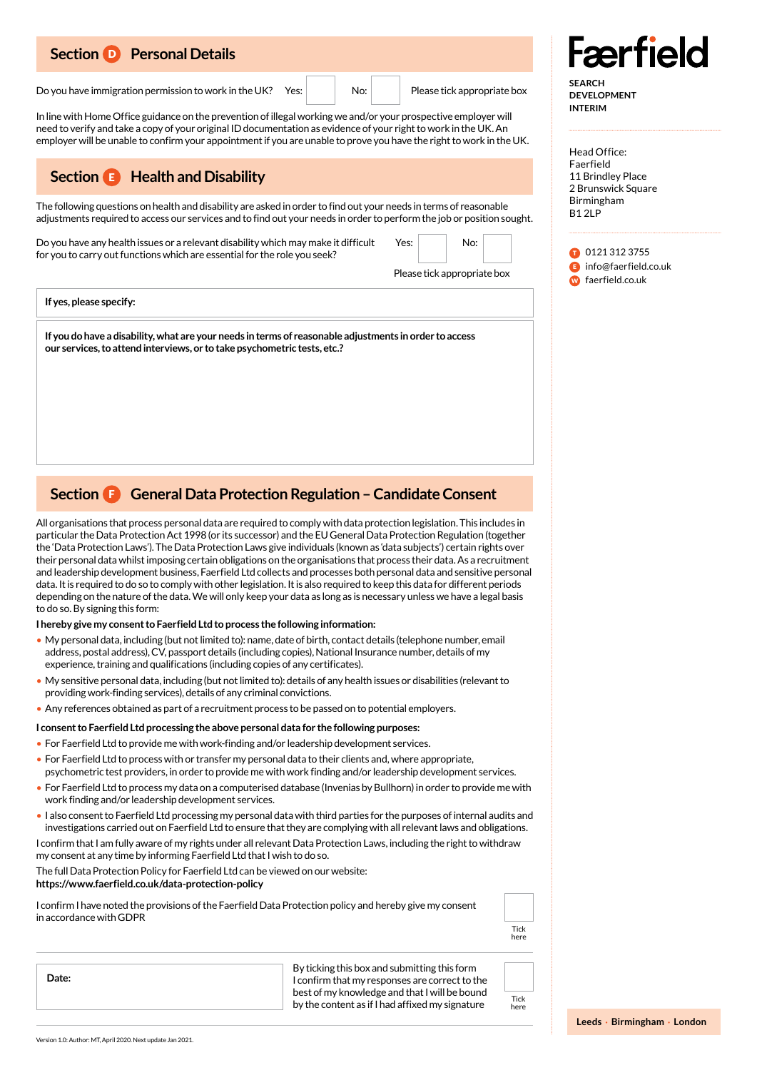## Section D Personal Details

Do you have immigration permission to work in the UK? Yes: ☐ No: ☐ Please tick appropriate box

In line with Home Office guidance on the prevention of illegal working we and/or your prospective employer will need to verify and take a copy of your original ID documentation as evidence of your right to work in the UK. An employer will be unable to confirm your appointment if you are unable to prove you have the right to work in the UK.

## Section E Health and Disability

The following questions on health and disability are asked in order to find out your needs in terms of reasonable adjustments required to access our services and to find out your needs in order to perform the job or position sought.

Do you have any health issues or a relevant disability which may make it difficult for you to carry out functions which are essential for the role you seek? Yes: ☐ No: ☐

Please tick appropriate box

**If yes, please specify:**

**If you do have a disability, what are your needs in terms of reasonable adjustments in order to access our services, to attend interviews, or to take psychometric tests, etc.?**

## Section F General Data Protection Regulation – Candidate Consent

All organisations that process personal data are required to comply with data protection legislation. This includes in particular the Data Protection Act 1998 (or its successor) and the EU General Data Protection Regulation (together the 'Data Protection Laws'). The Data Protection Laws give individuals (known as 'data subjects') certain rights over their personal data whilst imposing certain obligations on the organisations that process their data. As a recruitment and leadership development business, Faerfield Ltd collects and processes both personal data and sensitive personal data. It is required to do so to comply with other legislation. It is also required to keep this data for different periods depending on the nature of the data. We will only keep your data as long as is necessary unless we have a legal basis to do so. By signing this form:

**I hereby give my consent to Faerfield Ltd to process the following information:**

- My personal data, including (but not limited to): name, date of birth, contact details (telephone number, email address, postal address), CV, passport details (including copies), National Insurance number, details of my experience, training and qualifications (including copies of any certificates).
- My sensitive personal data, including (but not limited to): details of any health issues or disabilities (relevant to providing work-finding services), details of any criminal convictions.
- Any references obtained as part of a recruitment process to be passed on to potential employers.

**I consent to Faerfield Ltd processing the above personal data for the following purposes:**

- For Faerfield Ltd to provide me with work-finding and/or leadership development services.
- For Faerfield Ltd to process with or transfer my personal data to their clients and, where appropriate, psychometric test providers, in order to provide me with work finding and/or leadership development services.
- For Faerfield Ltd to process my data on a computerised database (Invenias by Bullhorn) in order to provide me with work finding and/or leadership development services.
- I also consent to Faerfield Ltd processing my personal data with third parties for the purposes of internal audits and investigations carried out on Faerfield Ltd to ensure that they are complying with all relevant laws and obligations.

I confirm that I am fully aware of my rights under all relevant Data Protection Laws, including the right to withdraw my consent at any time by informing Faerfield Ltd that I wish to do so.

The full Data Protection Policy for Faerfield Ltd can be viewed on our website:
**https://www.faerfield.co.uk/data-protection-policy**

I confirm I have noted the provisions of the Faerfield Data Protection policy and hereby give my consent in accordance with GDPR ☐ Tick here

**Date:**

By ticking this box and submitting this form I confirm that my responses are correct to the best of my knowledge and that I will be bound by the content as if I had affixed my signature ☐ Tick here

Version 1.0: Author: MT, April 2020. Next update Jan 2021.

Faerfield

SEARCH
DEVELOPMENT
INTERIM

Head Office:
Faerfield
11 Brindley Place
2 Brunswick Square
Birmingham
B1 2LP

T 0121 312 3755
E info@faerfield.co.uk
W faerfield.co.uk

Leeds · Birmingham · London